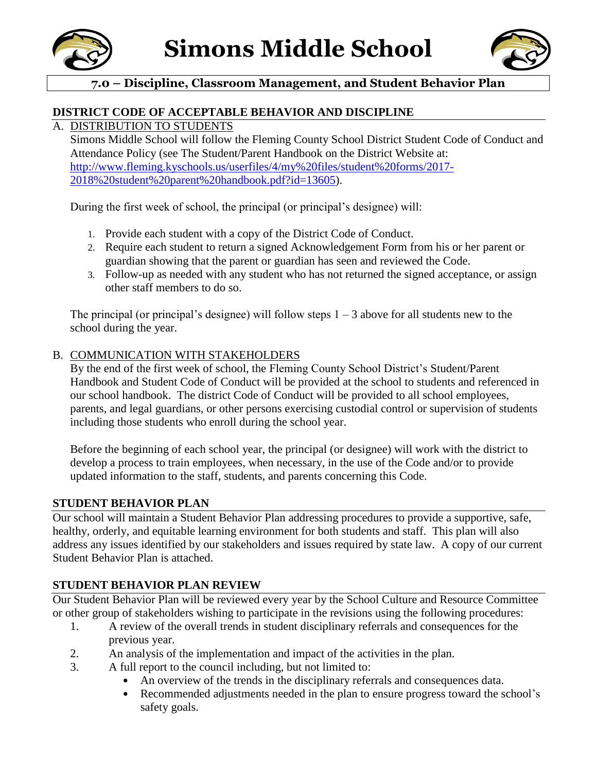# Simons Middle School

## 7.0 – Discipline, Classroom Management, and Student Behavior Plan

### DISTRICT CODE OF ACCEPTABLE BEHAVIOR AND DISCIPLINE

A. DISTRIBUTION TO STUDENTS

Simons Middle School will follow the Fleming County School District Student Code of Conduct and Attendance Policy (see The Student/Parent Handbook on the District Website at: http://www.fleming.kyschools.us/userfiles/4/my%20files/student%20forms/2017-2018%20student%20parent%20handbook.pdf?id=13605).

During the first week of school, the principal (or principal's designee) will:

1. Provide each student with a copy of the District Code of Conduct.
2. Require each student to return a signed Acknowledgement Form from his or her parent or guardian showing that the parent or guardian has seen and reviewed the Code.
3. Follow-up as needed with any student who has not returned the signed acceptance, or assign other staff members to do so.

The principal (or principal's designee) will follow steps 1 – 3 above for all students new to the school during the year.

B. COMMUNICATION WITH STAKEHOLDERS

By the end of the first week of school, the Fleming County School District's Student/Parent Handbook and Student Code of Conduct will be provided at the school to students and referenced in our school handbook. The district Code of Conduct will be provided to all school employees, parents, and legal guardians, or other persons exercising custodial control or supervision of students including those students who enroll during the school year.

Before the beginning of each school year, the principal (or designee) will work with the district to develop a process to train employees, when necessary, in the use of the Code and/or to provide updated information to the staff, students, and parents concerning this Code.

### STUDENT BEHAVIOR PLAN

Our school will maintain a Student Behavior Plan addressing procedures to provide a supportive, safe, healthy, orderly, and equitable learning environment for both students and staff. This plan will also address any issues identified by our stakeholders and issues required by state law. A copy of our current Student Behavior Plan is attached.

### STUDENT BEHAVIOR PLAN REVIEW

Our Student Behavior Plan will be reviewed every year by the School Culture and Resource Committee or other group of stakeholders wishing to participate in the revisions using the following procedures:

1. A review of the overall trends in student disciplinary referrals and consequences for the previous year.
2. An analysis of the implementation and impact of the activities in the plan.
3. A full report to the council including, but not limited to:
   - An overview of the trends in the disciplinary referrals and consequences data.
   - Recommended adjustments needed in the plan to ensure progress toward the school's safety goals.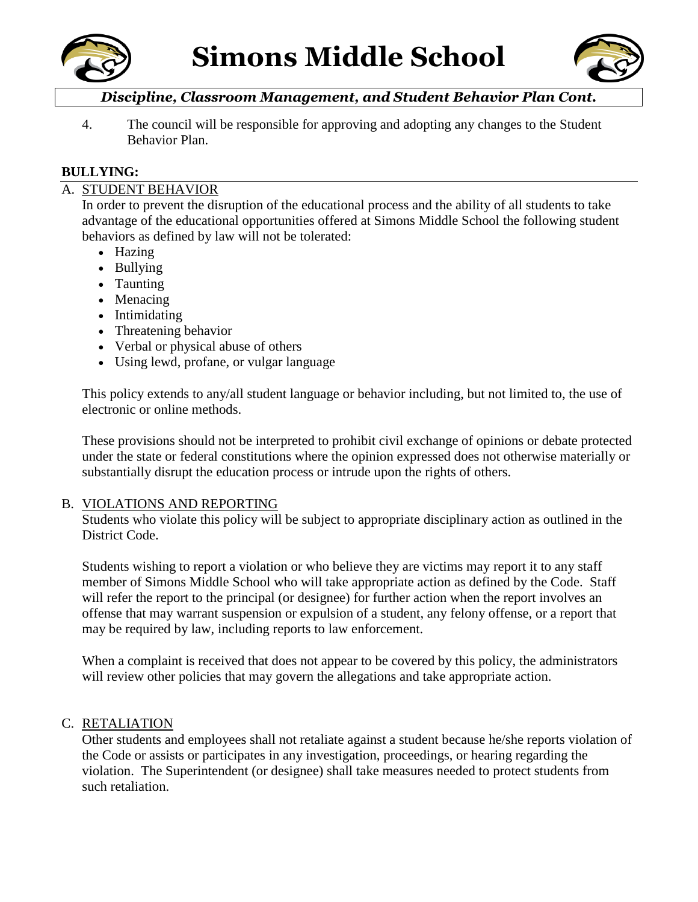4. The council will be responsible for approving and adopting any changes to the Student Behavior Plan.

## BULLYING:

### A. STUDENT BEHAVIOR

In order to prevent the disruption of the educational process and the ability of all students to take advantage of the educational opportunities offered at Simons Middle School the following student behaviors as defined by law will not be tolerated:

- Hazing
- Bullying
- Taunting
- Menacing
- Intimidating
- Threatening behavior
- Verbal or physical abuse of others
- Using lewd, profane, or vulgar language

This policy extends to any/all student language or behavior including, but not limited to, the use of electronic or online methods.

These provisions should not be interpreted to prohibit civil exchange of opinions or debate protected under the state or federal constitutions where the opinion expressed does not otherwise materially or substantially disrupt the education process or intrude upon the rights of others.

### B. VIOLATIONS AND REPORTING

Students who violate this policy will be subject to appropriate disciplinary action as outlined in the District Code.

Students wishing to report a violation or who believe they are victims may report it to any staff member of Simons Middle School who will take appropriate action as defined by the Code. Staff will refer the report to the principal (or designee) for further action when the report involves an offense that may warrant suspension or expulsion of a student, any felony offense, or a report that may be required by law, including reports to law enforcement.

When a complaint is received that does not appear to be covered by this policy, the administrators will review other policies that may govern the allegations and take appropriate action.

### C. RETALIATION

Other students and employees shall not retaliate against a student because he/she reports violation of the Code or assists or participates in any investigation, proceedings, or hearing regarding the violation. The Superintendent (or designee) shall take measures needed to protect students from such retaliation.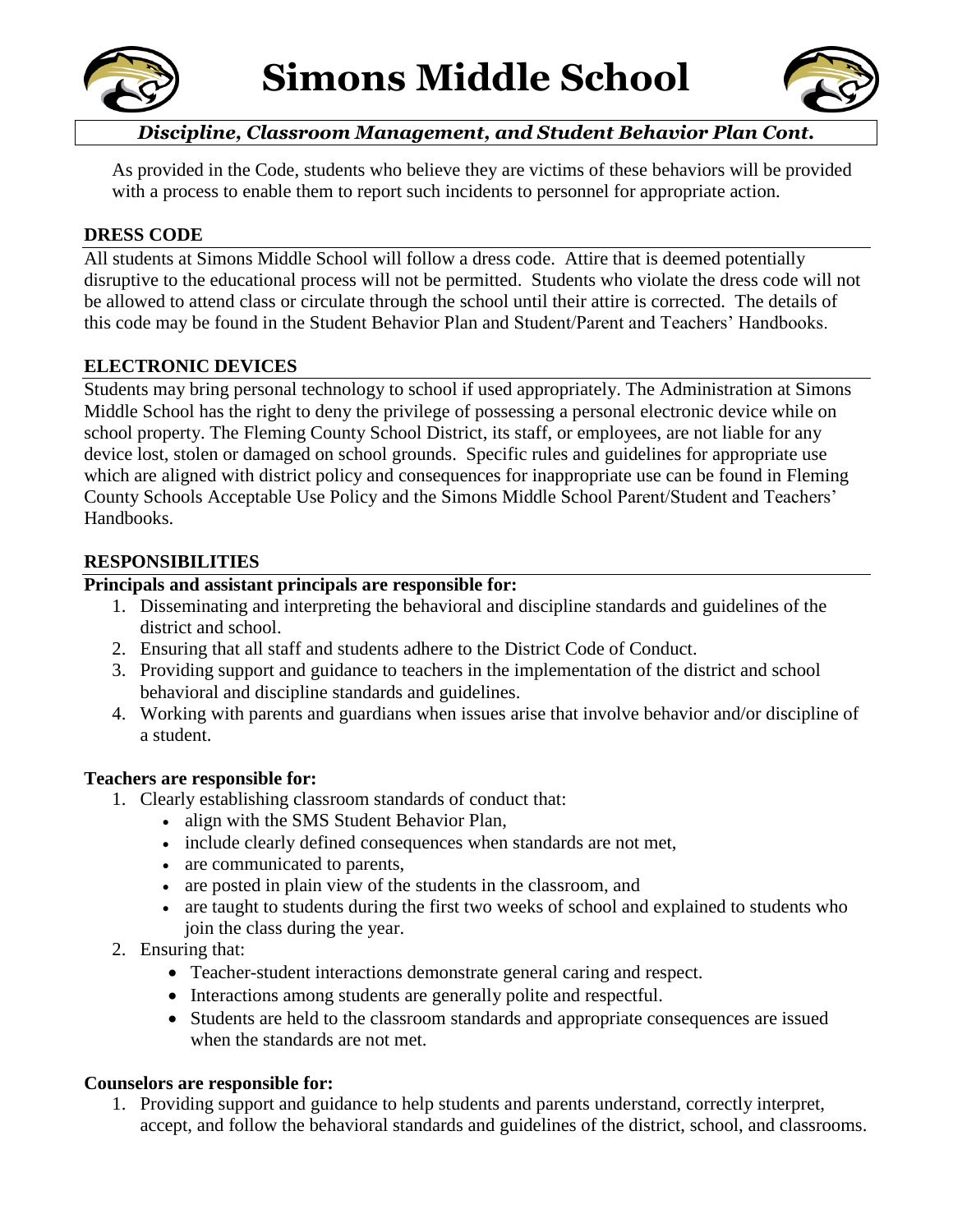As provided in the Code, students who believe they are victims of these behaviors will be provided with a process to enable them to report such incidents to personnel for appropriate action.

## DRESS CODE

All students at Simons Middle School will follow a dress code. Attire that is deemed potentially disruptive to the educational process will not be permitted. Students who violate the dress code will not be allowed to attend class or circulate through the school until their attire is corrected. The details of this code may be found in the Student Behavior Plan and Student/Parent and Teachers' Handbooks.

## ELECTRONIC DEVICES

Students may bring personal technology to school if used appropriately. The Administration at Simons Middle School has the right to deny the privilege of possessing a personal electronic device while on school property. The Fleming County School District, its staff, or employees, are not liable for any device lost, stolen or damaged on school grounds. Specific rules and guidelines for appropriate use which are aligned with district policy and consequences for inappropriate use can be found in Fleming County Schools Acceptable Use Policy and the Simons Middle School Parent/Student and Teachers' Handbooks.

## RESPONSIBILITIES

**Principals and assistant principals are responsible for:**

1. Disseminating and interpreting the behavioral and discipline standards and guidelines of the district and school.
2. Ensuring that all staff and students adhere to the District Code of Conduct.
3. Providing support and guidance to teachers in the implementation of the district and school behavioral and discipline standards and guidelines.
4. Working with parents and guardians when issues arise that involve behavior and/or discipline of a student.

**Teachers are responsible for:**

1. Clearly establishing classroom standards of conduct that:
   - align with the SMS Student Behavior Plan,
   - include clearly defined consequences when standards are not met,
   - are communicated to parents,
   - are posted in plain view of the students in the classroom, and
   - are taught to students during the first two weeks of school and explained to students who join the class during the year.
2. Ensuring that:
   - Teacher-student interactions demonstrate general caring and respect.
   - Interactions among students are generally polite and respectful.
   - Students are held to the classroom standards and appropriate consequences are issued when the standards are not met.

**Counselors are responsible for:**

1. Providing support and guidance to help students and parents understand, correctly interpret, accept, and follow the behavioral standards and guidelines of the district, school, and classrooms.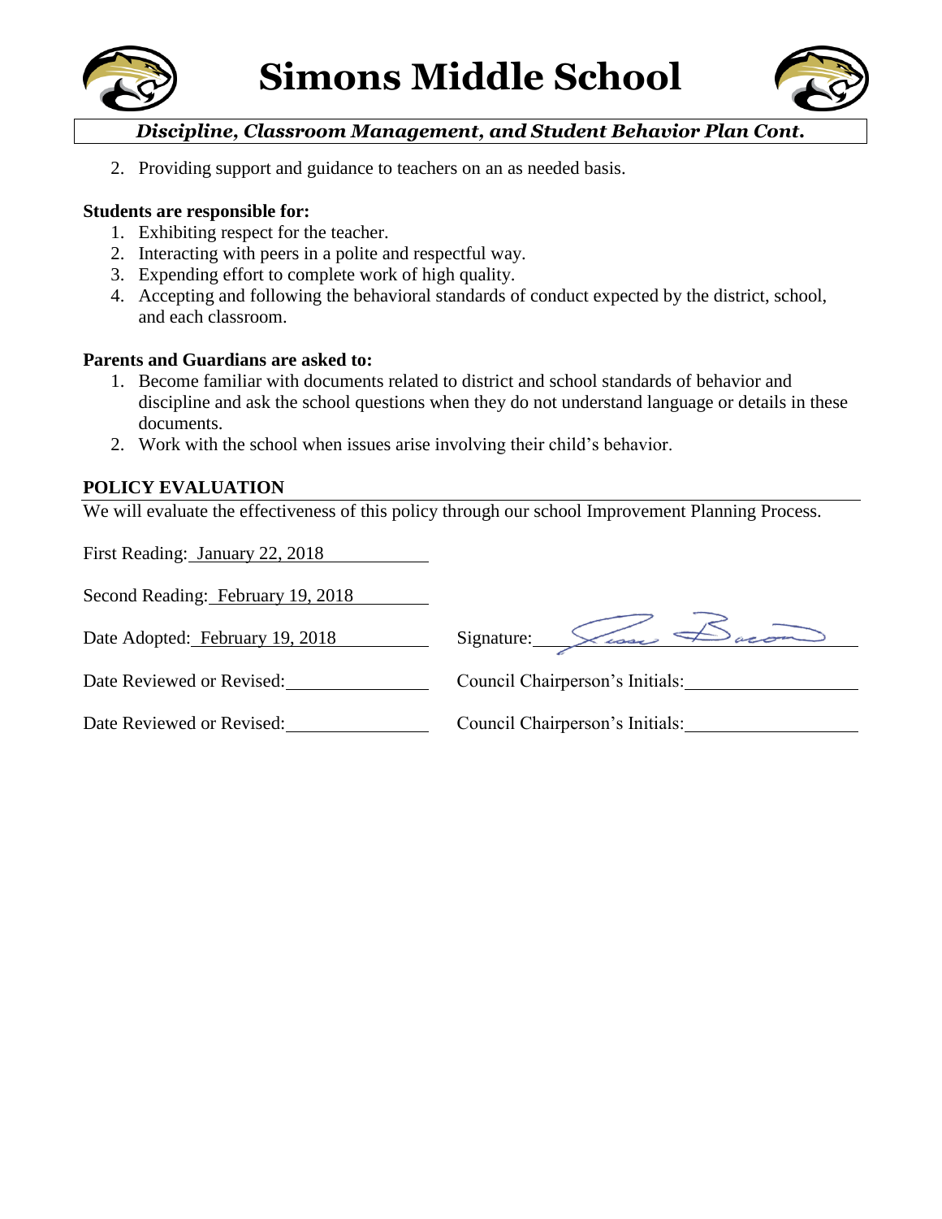2. Providing support and guidance to teachers on an as needed basis.

**Students are responsible for:**

1. Exhibiting respect for the teacher.
2. Interacting with peers in a polite and respectful way.
3. Expending effort to complete work of high quality.
4. Accepting and following the behavioral standards of conduct expected by the district, school, and each classroom.

**Parents and Guardians are asked to:**

1. Become familiar with documents related to district and school standards of behavior and discipline and ask the school questions when they do not understand language or details in these documents.
2. Work with the school when issues arise involving their child's behavior.

**POLICY EVALUATION**

We will evaluate the effectiveness of this policy through our school Improvement Planning Process.

First Reading: January 22, 2018

Second Reading: February 19, 2018

Date Adopted: February 19, 2018 Signature: Susan Bacon

Date Reviewed or Revised: ________ Council Chairperson's Initials: ________

Date Reviewed or Revised: ________ Council Chairperson's Initials: ________